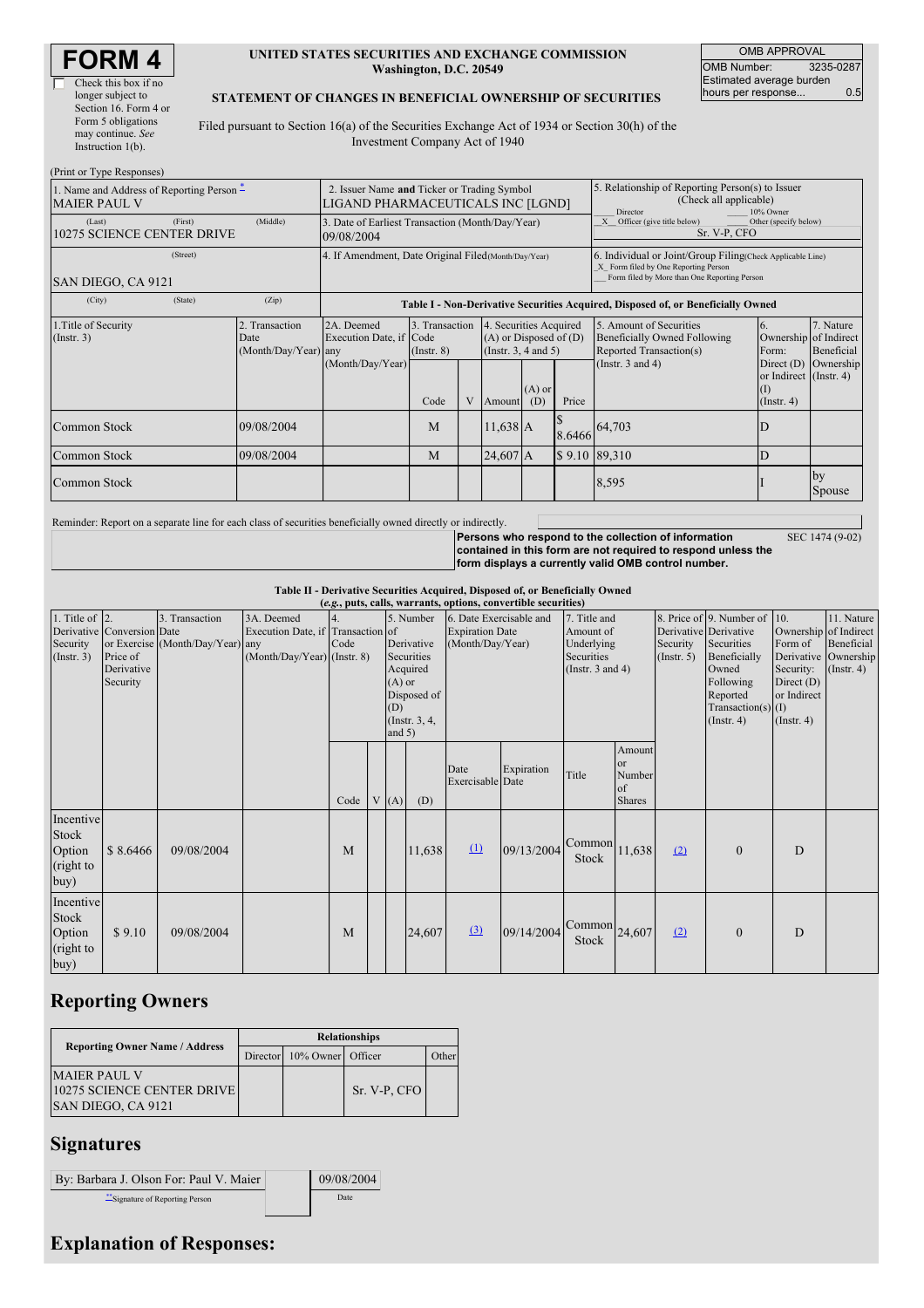# FORM 4

☐ Check this box if no longer subject to Section 16. Form 4 or Form 5 obligations may continue. *See* Instruction 1(b).

**UNITED STATES SECURITIES AND EXCHANGE COMMISSION**
**Washington, D.C. 20549**

**STATEMENT OF CHANGES IN BENEFICIAL OWNERSHIP OF SECURITIES**

Filed pursuant to Section 16(a) of the Securities Exchange Act of 1934 or Section 30(h) of the Investment Company Act of 1940

| OMB APPROVAL | |
|---|---|
| OMB Number: | 3235-0287 |
| Estimated average burden hours per response... | 0.5 |

(Print or Type Responses)

| 1. Name and Address of Reporting Person * | 2. Issuer Name and Ticker or Trading Symbol | 5. Relationship of Reporting Person(s) to Issuer (Check all applicable) |
|---|---|---|
| MAIER PAUL V | LIGAND PHARMACEUTICALS INC [LGND] | ___ Director ___ 10% Owner |
| (Last) (First) (Middle) 10275 SCIENCE CENTER DRIVE | 3. Date of Earliest Transaction (Month/Day/Year) 09/08/2004 | _X_ Officer (give title below) ___ Other (specify below) Sr. V-P, CFO |
| (Street) SAN DIEGO, CA 9121 | 4. If Amendment, Date Original Filed (Month/Day/Year) | 6. Individual or Joint/Group Filing (Check Applicable Line) _X_ Form filed by One Reporting Person ___ Form filed by More than One Reporting Person |
| (City) (State) (Zip) | | |

**Table I - Non-Derivative Securities Acquired, Disposed of, or Beneficially Owned**

| 1.Title of Security (Instr. 3) | 2. Transaction Date (Month/Day/Year) | 2A. Deemed Execution Date, if any (Month/Day/Year) | 3. Transaction Code (Instr. 8) | | 4. Securities Acquired (A) or Disposed of (D) (Instr. 3, 4 and 5) | | | 5. Amount of Securities Beneficially Owned Following Reported Transaction(s) (Instr. 3 and 4) | 6. Ownership Form: Direct (D) or Indirect (I) (Instr. 4) | 7. Nature of Indirect Beneficial Ownership (Instr. 4) |
|---|---|---|---|---|---|---|---|---|---|---|
| | | | Code | V | Amount | (A) or (D) | Price | | | |
| Common Stock | 09/08/2004 | | M | | 11,638 | A | $ 8.6466 | 64,703 | D | |
| Common Stock | 09/08/2004 | | M | | 24,607 | A | $ 9.10 | 89,310 | D | |
| Common Stock | | | | | | | | 8,595 | I | by Spouse |

Reminder: Report on a separate line for each class of securities beneficially owned directly or indirectly.

**Persons who respond to the collection of information contained in this form are not required to respond unless the form displays a currently valid OMB control number.** SEC 1474 (9-02)

**Table II - Derivative Securities Acquired, Disposed of, or Beneficially Owned**
***(e.g., puts, calls, warrants, options, convertible securities)***

| 1. Title of Derivative Security (Instr. 3) | 2. Conversion or Exercise Price of Derivative Security | 3. Transaction Date (Month/Day/Year) | 3A. Deemed Execution Date, if any (Month/Day/Year) | 4. Transaction Code (Instr. 8) | | 5. Number of Derivative Securities Acquired (A) or Disposed of (D) (Instr. 3, 4, and 5) | | 6. Date Exercisable and Expiration Date (Month/Day/Year) | | 7. Title and Amount of Underlying Securities (Instr. 3 and 4) | | 8. Price of Derivative Security (Instr. 5) | 9. Number of Derivative Securities Beneficially Owned Following Reported Transaction(s) (Instr. 4) | 10. Ownership Form of Derivative Security: Direct (D) or Indirect (I) (Instr. 4) | 11. Nature of Indirect Beneficial Ownership (Instr. 4) |
|---|---|---|---|---|---|---|---|---|---|---|---|---|---|---|---|
| | | | | Code | V | (A) | (D) | Date Exercisable | Expiration Date | Title | Amount or Number of Shares | | | | |
| Incentive Stock Option (right to buy) | $ 8.6466 | 09/08/2004 | | M | | | 11,638 | (1) | 09/13/2004 | Common Stock | 11,638 | (2) | 0 | D | |
| Incentive Stock Option (right to buy) | $ 9.10 | 09/08/2004 | | M | | | 24,607 | (3) | 09/14/2004 | Common Stock | 24,607 | (2) | 0 | D | |

## Reporting Owners

| Reporting Owner Name / Address | Relationships | | | |
|---|---|---|---|---|
| | Director | 10% Owner | Officer | Other |
| MAIER PAUL V 10275 SCIENCE CENTER DRIVE SAN DIEGO, CA 9121 | | | Sr. V-P, CFO | |

## Signatures

| By: Barbara J. Olson For: Paul V. Maier | 09/08/2004 |
|---|---|
| **Signature of Reporting Person | Date |

## Explanation of Responses: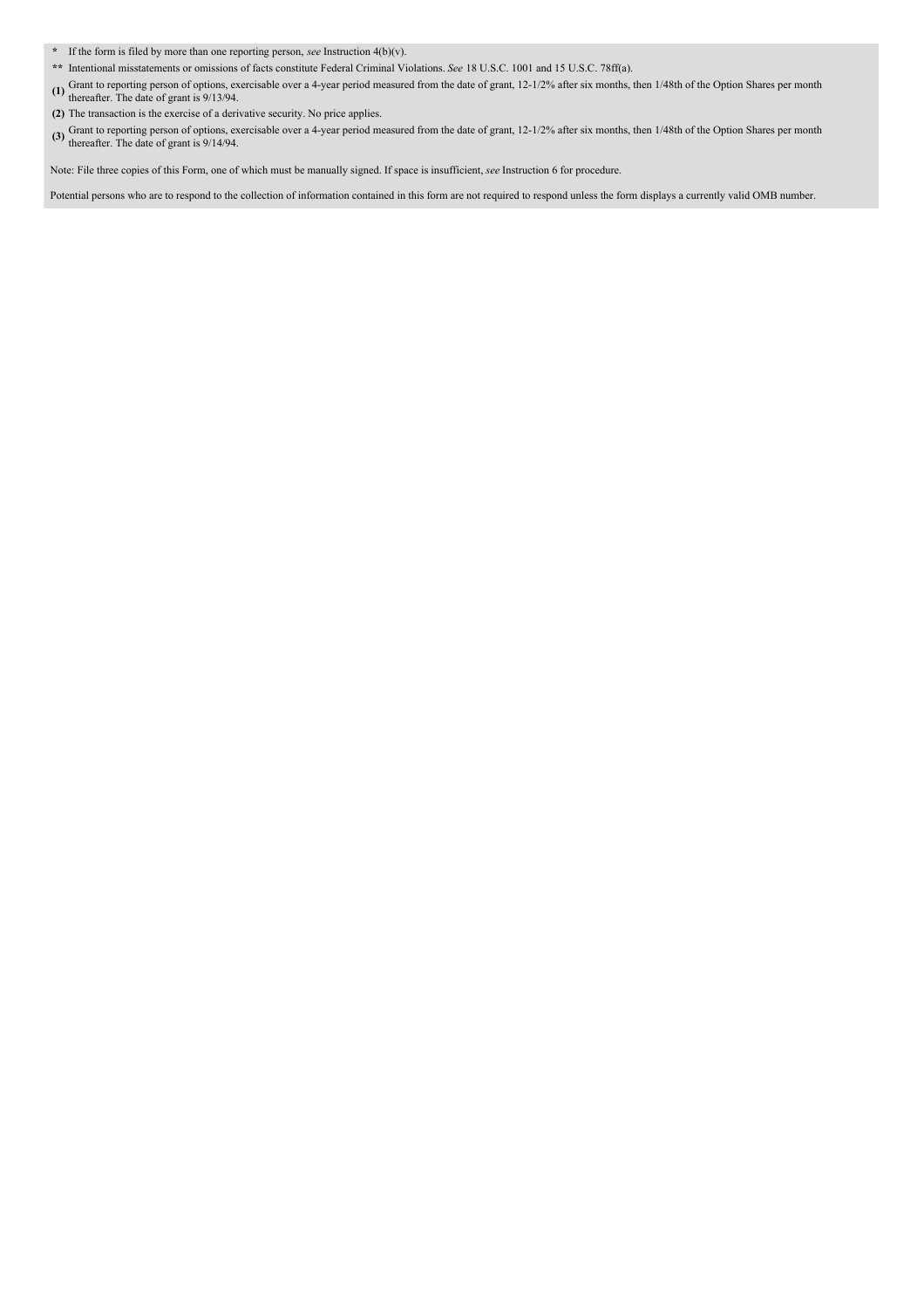\* If the form is filed by more than one reporting person, *see* Instruction 4(b)(v).

\*\* Intentional misstatements or omissions of facts constitute Federal Criminal Violations. *See* 18 U.S.C. 1001 and 15 U.S.C. 78ff(a).

**(1)** Grant to reporting person of options, exercisable over a 4-year period measured from the date of grant, 12-1/2% after six months, then 1/48th of the Option Shares per month thereafter. The date of grant is 9/13/94.

**(2)** The transaction is the exercise of a derivative security. No price applies.

**(3)** Grant to reporting person of options, exercisable over a 4-year period measured from the date of grant, 12-1/2% after six months, then 1/48th of the Option Shares per month thereafter. The date of grant is 9/14/94.

Note: File three copies of this Form, one of which must be manually signed. If space is insufficient, *see* Instruction 6 for procedure.

Potential persons who are to respond to the collection of information contained in this form are not required to respond unless the form displays a currently valid OMB number.